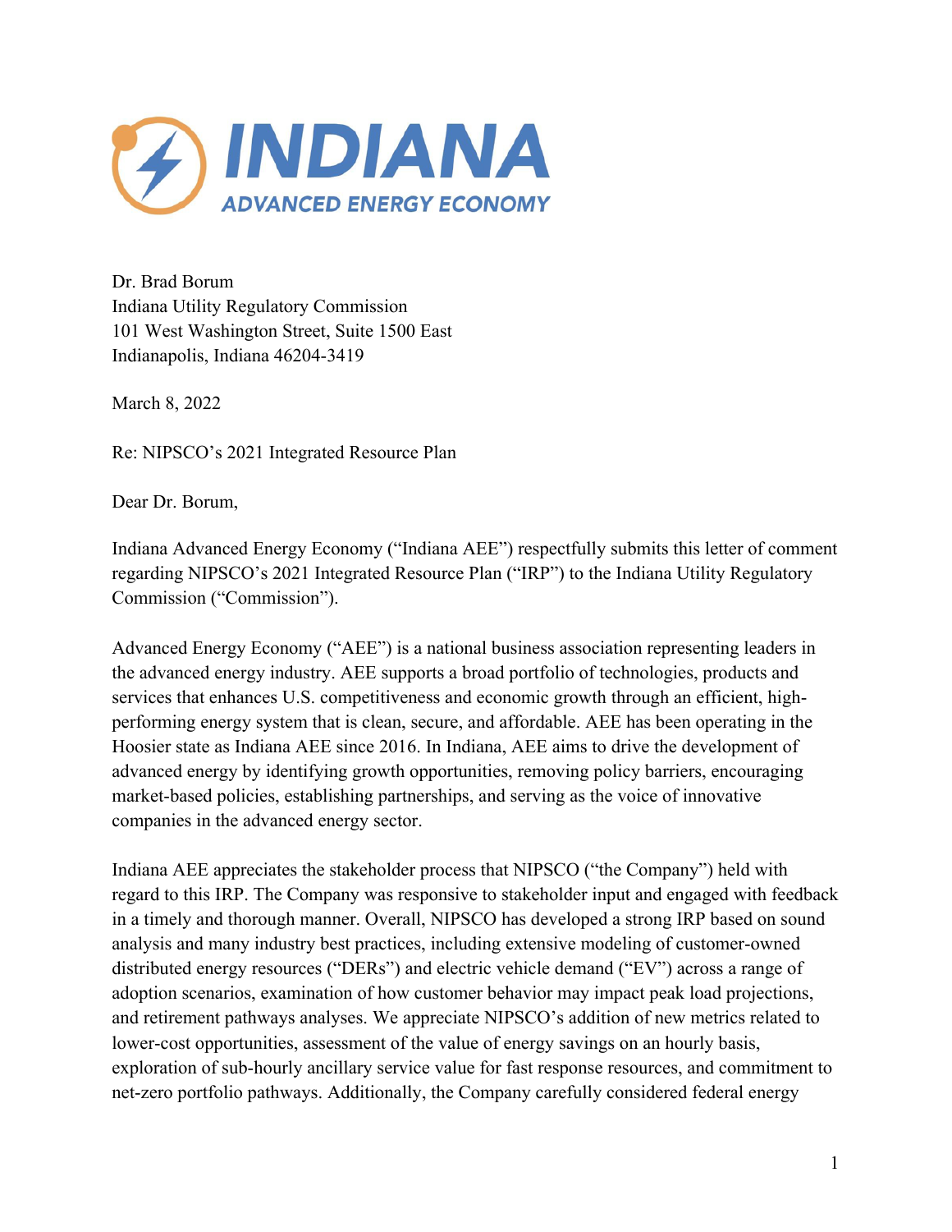**INDIANA**
**ADVANCED ENERGY ECONOMY**

Dr. Brad Borum
Indiana Utility Regulatory Commission
101 West Washington Street, Suite 1500 East
Indianapolis, Indiana 46204-3419

March 8, 2022

Re: NIPSCO's 2021 Integrated Resource Plan

Dear Dr. Borum,

Indiana Advanced Energy Economy ("Indiana AEE") respectfully submits this letter of comment regarding NIPSCO's 2021 Integrated Resource Plan ("IRP") to the Indiana Utility Regulatory Commission ("Commission").

Advanced Energy Economy ("AEE") is a national business association representing leaders in the advanced energy industry. AEE supports a broad portfolio of technologies, products and services that enhances U.S. competitiveness and economic growth through an efficient, high-performing energy system that is clean, secure, and affordable. AEE has been operating in the Hoosier state as Indiana AEE since 2016. In Indiana, AEE aims to drive the development of advanced energy by identifying growth opportunities, removing policy barriers, encouraging market-based policies, establishing partnerships, and serving as the voice of innovative companies in the advanced energy sector.

Indiana AEE appreciates the stakeholder process that NIPSCO ("the Company") held with regard to this IRP. The Company was responsive to stakeholder input and engaged with feedback in a timely and thorough manner. Overall, NIPSCO has developed a strong IRP based on sound analysis and many industry best practices, including extensive modeling of customer-owned distributed energy resources ("DERs") and electric vehicle demand ("EV") across a range of adoption scenarios, examination of how customer behavior may impact peak load projections, and retirement pathways analyses. We appreciate NIPSCO's addition of new metrics related to lower-cost opportunities, assessment of the value of energy savings on an hourly basis, exploration of sub-hourly ancillary service value for fast response resources, and commitment to net-zero portfolio pathways. Additionally, the Company carefully considered federal energy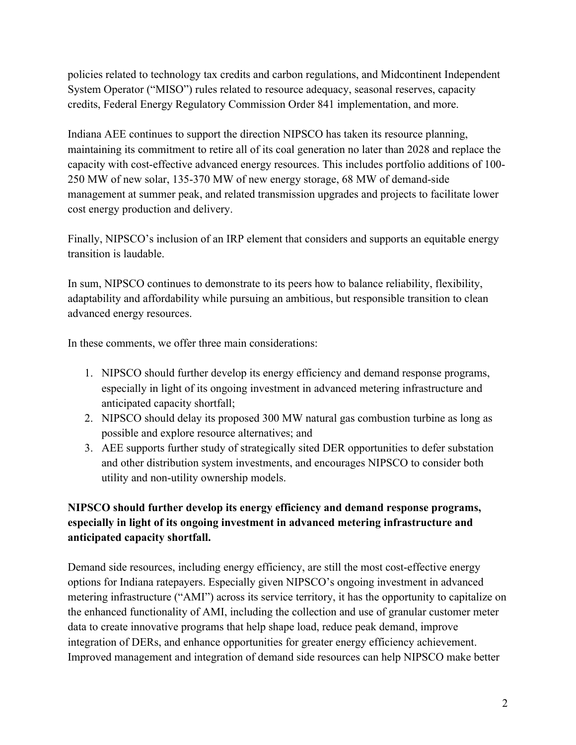policies related to technology tax credits and carbon regulations, and Midcontinent Independent System Operator ("MISO") rules related to resource adequacy, seasonal reserves, capacity credits, Federal Energy Regulatory Commission Order 841 implementation, and more.

Indiana AEE continues to support the direction NIPSCO has taken its resource planning, maintaining its commitment to retire all of its coal generation no later than 2028 and replace the capacity with cost-effective advanced energy resources. This includes portfolio additions of 100-250 MW of new solar, 135-370 MW of new energy storage, 68 MW of demand-side management at summer peak, and related transmission upgrades and projects to facilitate lower cost energy production and delivery.

Finally, NIPSCO's inclusion of an IRP element that considers and supports an equitable energy transition is laudable.

In sum, NIPSCO continues to demonstrate to its peers how to balance reliability, flexibility, adaptability and affordability while pursuing an ambitious, but responsible transition to clean advanced energy resources.

In these comments, we offer three main considerations:

1. NIPSCO should further develop its energy efficiency and demand response programs, especially in light of its ongoing investment in advanced metering infrastructure and anticipated capacity shortfall;
2. NIPSCO should delay its proposed 300 MW natural gas combustion turbine as long as possible and explore resource alternatives; and
3. AEE supports further study of strategically sited DER opportunities to defer substation and other distribution system investments, and encourages NIPSCO to consider both utility and non-utility ownership models.

**NIPSCO should further develop its energy efficiency and demand response programs, especially in light of its ongoing investment in advanced metering infrastructure and anticipated capacity shortfall.**

Demand side resources, including energy efficiency, are still the most cost-effective energy options for Indiana ratepayers. Especially given NIPSCO's ongoing investment in advanced metering infrastructure ("AMI") across its service territory, it has the opportunity to capitalize on the enhanced functionality of AMI, including the collection and use of granular customer meter data to create innovative programs that help shape load, reduce peak demand, improve integration of DERs, and enhance opportunities for greater energy efficiency achievement. Improved management and integration of demand side resources can help NIPSCO make better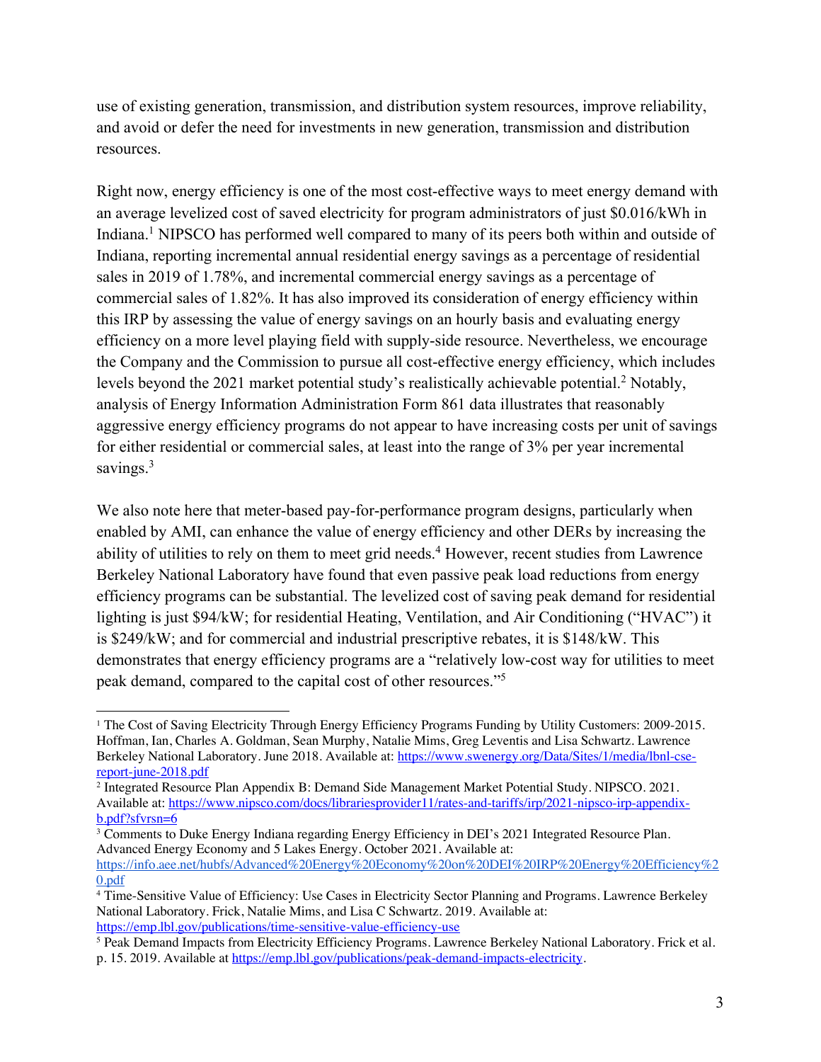use of existing generation, transmission, and distribution system resources, improve reliability, and avoid or defer the need for investments in new generation, transmission and distribution resources.

Right now, energy efficiency is one of the most cost-effective ways to meet energy demand with an average levelized cost of saved electricity for program administrators of just $0.016/kWh in Indiana.[1] NIPSCO has performed well compared to many of its peers both within and outside of Indiana, reporting incremental annual residential energy savings as a percentage of residential sales in 2019 of 1.78%, and incremental commercial energy savings as a percentage of commercial sales of 1.82%. It has also improved its consideration of energy efficiency within this IRP by assessing the value of energy savings on an hourly basis and evaluating energy efficiency on a more level playing field with supply-side resource. Nevertheless, we encourage the Company and the Commission to pursue all cost-effective energy efficiency, which includes levels beyond the 2021 market potential study's realistically achievable potential.[2] Notably, analysis of Energy Information Administration Form 861 data illustrates that reasonably aggressive energy efficiency programs do not appear to have increasing costs per unit of savings for either residential or commercial sales, at least into the range of 3% per year incremental savings.[3]

We also note here that meter-based pay-for-performance program designs, particularly when enabled by AMI, can enhance the value of energy efficiency and other DERs by increasing the ability of utilities to rely on them to meet grid needs.[4] However, recent studies from Lawrence Berkeley National Laboratory have found that even passive peak load reductions from energy efficiency programs can be substantial. The levelized cost of saving peak demand for residential lighting is just $94/kW; for residential Heating, Ventilation, and Air Conditioning ("HVAC") it is $249/kW; and for commercial and industrial prescriptive rebates, it is $148/kW. This demonstrates that energy efficiency programs are a "relatively low-cost way for utilities to meet peak demand, compared to the capital cost of other resources."[5]

---

[1] The Cost of Saving Electricity Through Energy Efficiency Programs Funding by Utility Customers: 2009-2015. Hoffman, Ian, Charles A. Goldman, Sean Murphy, Natalie Mims, Greg Leventis and Lisa Schwartz. Lawrence Berkeley National Laboratory. June 2018. Available at: https://www.swenergy.org/Data/Sites/1/media/lbnl-cse-report-june-2018.pdf

[2] Integrated Resource Plan Appendix B: Demand Side Management Market Potential Study. NIPSCO. 2021. Available at: https://www.nipsco.com/docs/librariesprovider11/rates-and-tariffs/irp/2021-nipsco-irp-appendix-b.pdf?sfvrsn=6

[3] Comments to Duke Energy Indiana regarding Energy Efficiency in DEI's 2021 Integrated Resource Plan. Advanced Energy Economy and 5 Lakes Energy. October 2021. Available at: https://info.aee.net/hubfs/Advanced%20Energy%20Economy%20on%20DEI%20IRP%20Energy%20Efficiency%20.pdf

[4] Time-Sensitive Value of Efficiency: Use Cases in Electricity Sector Planning and Programs. Lawrence Berkeley National Laboratory. Frick, Natalie Mims, and Lisa C Schwartz. 2019. Available at: https://emp.lbl.gov/publications/time-sensitive-value-efficiency-use

[5] Peak Demand Impacts from Electricity Efficiency Programs. Lawrence Berkeley National Laboratory. Frick et al. p. 15. 2019. Available at https://emp.lbl.gov/publications/peak-demand-impacts-electricity.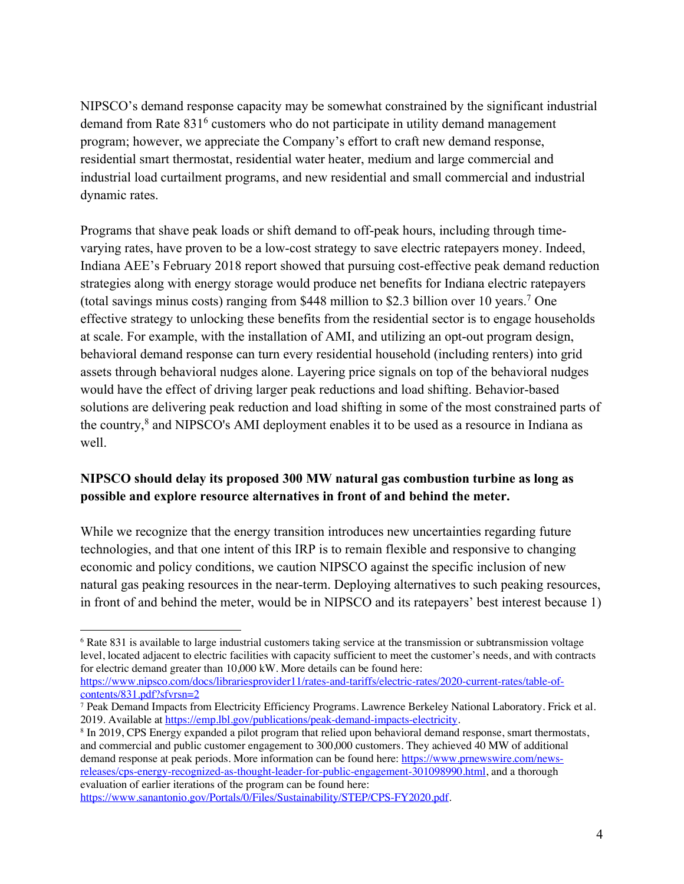NIPSCO's demand response capacity may be somewhat constrained by the significant industrial demand from Rate 831[6] customers who do not participate in utility demand management program; however, we appreciate the Company's effort to craft new demand response, residential smart thermostat, residential water heater, medium and large commercial and industrial load curtailment programs, and new residential and small commercial and industrial dynamic rates.

Programs that shave peak loads or shift demand to off-peak hours, including through time-varying rates, have proven to be a low-cost strategy to save electric ratepayers money. Indeed, Indiana AEE's February 2018 report showed that pursuing cost-effective peak demand reduction strategies along with energy storage would produce net benefits for Indiana electric ratepayers (total savings minus costs) ranging from $448 million to $2.3 billion over 10 years.[7] One effective strategy to unlocking these benefits from the residential sector is to engage households at scale. For example, with the installation of AMI, and utilizing an opt-out program design, behavioral demand response can turn every residential household (including renters) into grid assets through behavioral nudges alone. Layering price signals on top of the behavioral nudges would have the effect of driving larger peak reductions and load shifting. Behavior-based solutions are delivering peak reduction and load shifting in some of the most constrained parts of the country,[8] and NIPSCO's AMI deployment enables it to be used as a resource in Indiana as well.

**NIPSCO should delay its proposed 300 MW natural gas combustion turbine as long as possible and explore resource alternatives in front of and behind the meter.**

While we recognize that the energy transition introduces new uncertainties regarding future technologies, and that one intent of this IRP is to remain flexible and responsive to changing economic and policy conditions, we caution NIPSCO against the specific inclusion of new natural gas peaking resources in the near-term. Deploying alternatives to such peaking resources, in front of and behind the meter, would be in NIPSCO and its ratepayers' best interest because 1)

---

[6] Rate 831 is available to large industrial customers taking service at the transmission or subtransmission voltage level, located adjacent to electric facilities with capacity sufficient to meet the customer's needs, and with contracts for electric demand greater than 10,000 kW. More details can be found here: https://www.nipsco.com/docs/librariesprovider11/rates-and-tariffs/electric-rates/2020-current-rates/table-of-contents/831.pdf?sfvrsn=2

[7] Peak Demand Impacts from Electricity Efficiency Programs. Lawrence Berkeley National Laboratory. Frick et al. 2019. Available at https://emp.lbl.gov/publications/peak-demand-impacts-electricity.

[8] In 2019, CPS Energy expanded a pilot program that relied upon behavioral demand response, smart thermostats, and commercial and public customer engagement to 300,000 customers. They achieved 40 MW of additional demand response at peak periods. More information can be found here: https://www.prnewswire.com/news-releases/cps-energy-recognized-as-thought-leader-for-public-engagement-301098990.html, and a thorough evaluation of earlier iterations of the program can be found here: https://www.sanantonio.gov/Portals/0/Files/Sustainability/STEP/CPS-FY2020.pdf.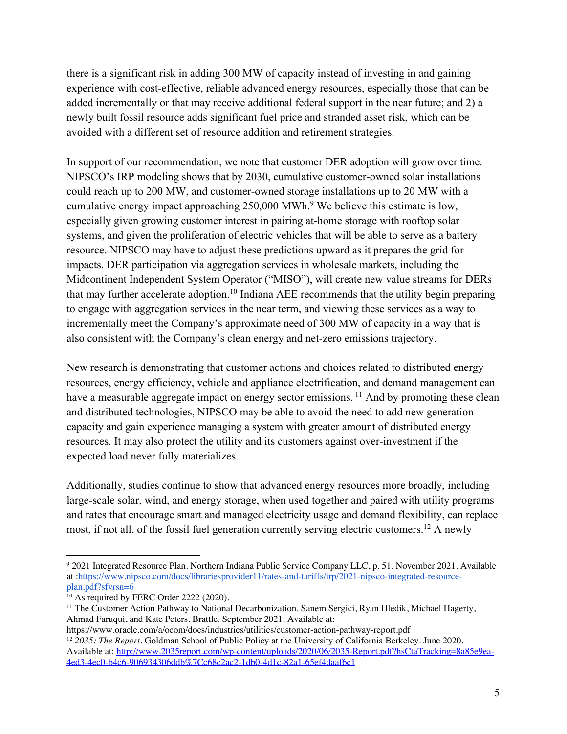there is a significant risk in adding 300 MW of capacity instead of investing in and gaining experience with cost-effective, reliable advanced energy resources, especially those that can be added incrementally or that may receive additional federal support in the near future; and 2) a newly built fossil resource adds significant fuel price and stranded asset risk, which can be avoided with a different set of resource addition and retirement strategies.

In support of our recommendation, we note that customer DER adoption will grow over time. NIPSCO's IRP modeling shows that by 2030, cumulative customer-owned solar installations could reach up to 200 MW, and customer-owned storage installations up to 20 MW with a cumulative energy impact approaching 250,000 MWh.[9] We believe this estimate is low, especially given growing customer interest in pairing at-home storage with rooftop solar systems, and given the proliferation of electric vehicles that will be able to serve as a battery resource. NIPSCO may have to adjust these predictions upward as it prepares the grid for impacts. DER participation via aggregation services in wholesale markets, including the Midcontinent Independent System Operator ("MISO"), will create new value streams for DERs that may further accelerate adoption.[10] Indiana AEE recommends that the utility begin preparing to engage with aggregation services in the near term, and viewing these services as a way to incrementally meet the Company's approximate need of 300 MW of capacity in a way that is also consistent with the Company's clean energy and net-zero emissions trajectory.

New research is demonstrating that customer actions and choices related to distributed energy resources, energy efficiency, vehicle and appliance electrification, and demand management can have a measurable aggregate impact on energy sector emissions.[11] And by promoting these clean and distributed technologies, NIPSCO may be able to avoid the need to add new generation capacity and gain experience managing a system with greater amount of distributed energy resources. It may also protect the utility and its customers against over-investment if the expected load never fully materializes.

Additionally, studies continue to show that advanced energy resources more broadly, including large-scale solar, wind, and energy storage, when used together and paired with utility programs and rates that encourage smart and managed electricity usage and demand flexibility, can replace most, if not all, of the fossil fuel generation currently serving electric customers.[12] A newly

---

[9] 2021 Integrated Resource Plan. Northern Indiana Public Service Company LLC, p. 51. November 2021. Available at :https://www.nipsco.com/docs/librariesprovider11/rates-and-tariffs/irp/2021-nipsco-integrated-resource-plan.pdf?sfvrsn=6

[10] As required by FERC Order 2222 (2020).

[11] The Customer Action Pathway to National Decarbonization. Sanem Sergici, Ryan Hledik, Michael Hagerty, Ahmad Faruqui, and Kate Peters. Brattle. September 2021. Available at: https://www.oracle.com/a/ocom/docs/industries/utilities/customer-action-pathway-report.pdf

[12] *2035: The Report*. Goldman School of Public Policy at the University of California Berkeley. June 2020. Available at: http://www.2035report.com/wp-content/uploads/2020/06/2035-Report.pdf?hsCtaTracking=8a85e9ea-4ed3-4ec0-b4c6-906934306ddb%7Cc68c2ac2-1db0-4d1c-82a1-65ef4daaf6c1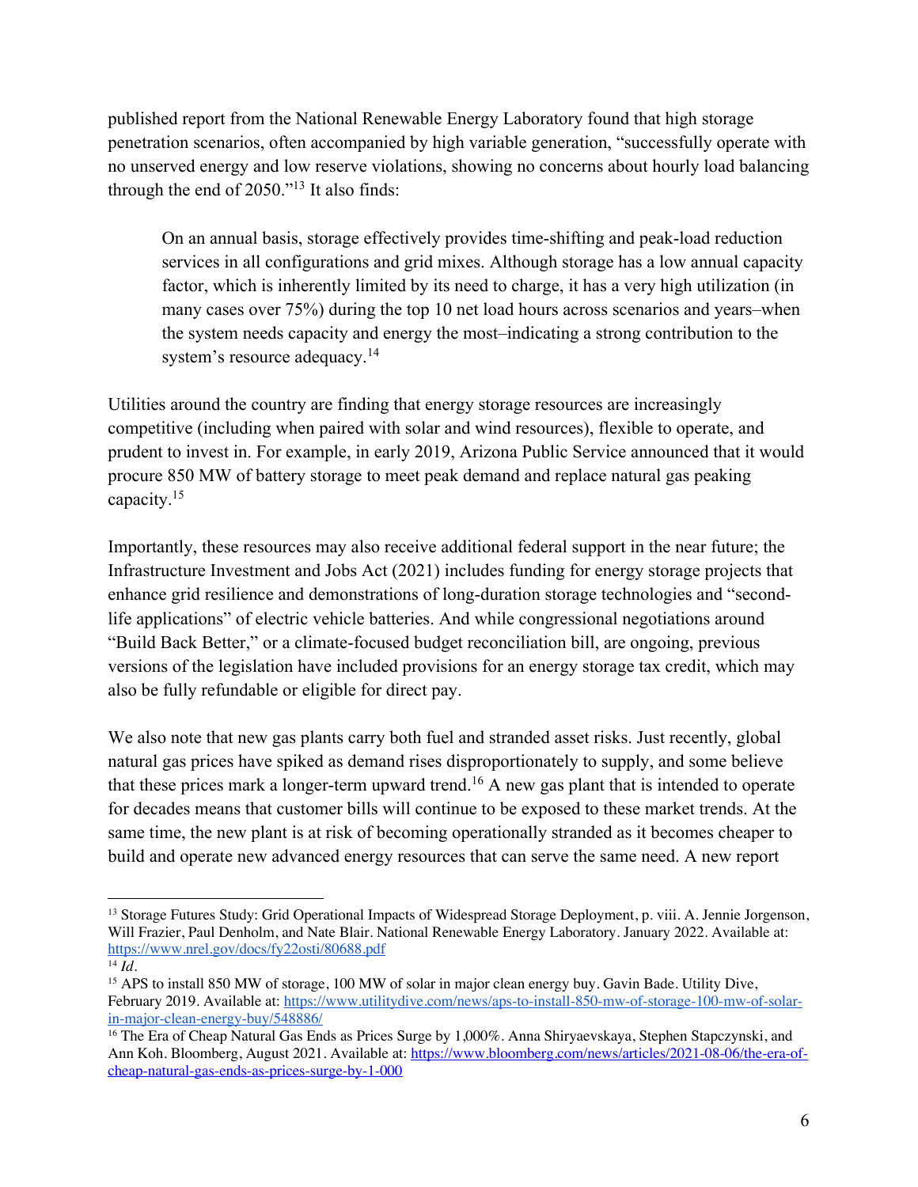published report from the National Renewable Energy Laboratory found that high storage penetration scenarios, often accompanied by high variable generation, "successfully operate with no unserved energy and low reserve violations, showing no concerns about hourly load balancing through the end of 2050."[13] It also finds:

> On an annual basis, storage effectively provides time-shifting and peak-load reduction services in all configurations and grid mixes. Although storage has a low annual capacity factor, which is inherently limited by its need to charge, it has a very high utilization (in many cases over 75%) during the top 10 net load hours across scenarios and years–when the system needs capacity and energy the most–indicating a strong contribution to the system's resource adequacy.[14]

Utilities around the country are finding that energy storage resources are increasingly competitive (including when paired with solar and wind resources), flexible to operate, and prudent to invest in. For example, in early 2019, Arizona Public Service announced that it would procure 850 MW of battery storage to meet peak demand and replace natural gas peaking capacity.[15]

Importantly, these resources may also receive additional federal support in the near future; the Infrastructure Investment and Jobs Act (2021) includes funding for energy storage projects that enhance grid resilience and demonstrations of long-duration storage technologies and "second-life applications" of electric vehicle batteries. And while congressional negotiations around "Build Back Better," or a climate-focused budget reconciliation bill, are ongoing, previous versions of the legislation have included provisions for an energy storage tax credit, which may also be fully refundable or eligible for direct pay.

We also note that new gas plants carry both fuel and stranded asset risks. Just recently, global natural gas prices have spiked as demand rises disproportionately to supply, and some believe that these prices mark a longer-term upward trend.[16] A new gas plant that is intended to operate for decades means that customer bills will continue to be exposed to these market trends. At the same time, the new plant is at risk of becoming operationally stranded as it becomes cheaper to build and operate new advanced energy resources that can serve the same need. A new report

---

[13] Storage Futures Study: Grid Operational Impacts of Widespread Storage Deployment, p. viii. A. Jennie Jorgenson, Will Frazier, Paul Denholm, and Nate Blair. National Renewable Energy Laboratory. January 2022. Available at: https://www.nrel.gov/docs/fy22osti/80688.pdf

[14] *Id*.

[15] APS to install 850 MW of storage, 100 MW of solar in major clean energy buy. Gavin Bade. Utility Dive, February 2019. Available at: https://www.utilitydive.com/news/aps-to-install-850-mw-of-storage-100-mw-of-solar-in-major-clean-energy-buy/548886/

[16] The Era of Cheap Natural Gas Ends as Prices Surge by 1,000%. Anna Shiryaevskaya, Stephen Stapczynski, and Ann Koh. Bloomberg, August 2021. Available at: https://www.bloomberg.com/news/articles/2021-08-06/the-era-of-cheap-natural-gas-ends-as-prices-surge-by-1-000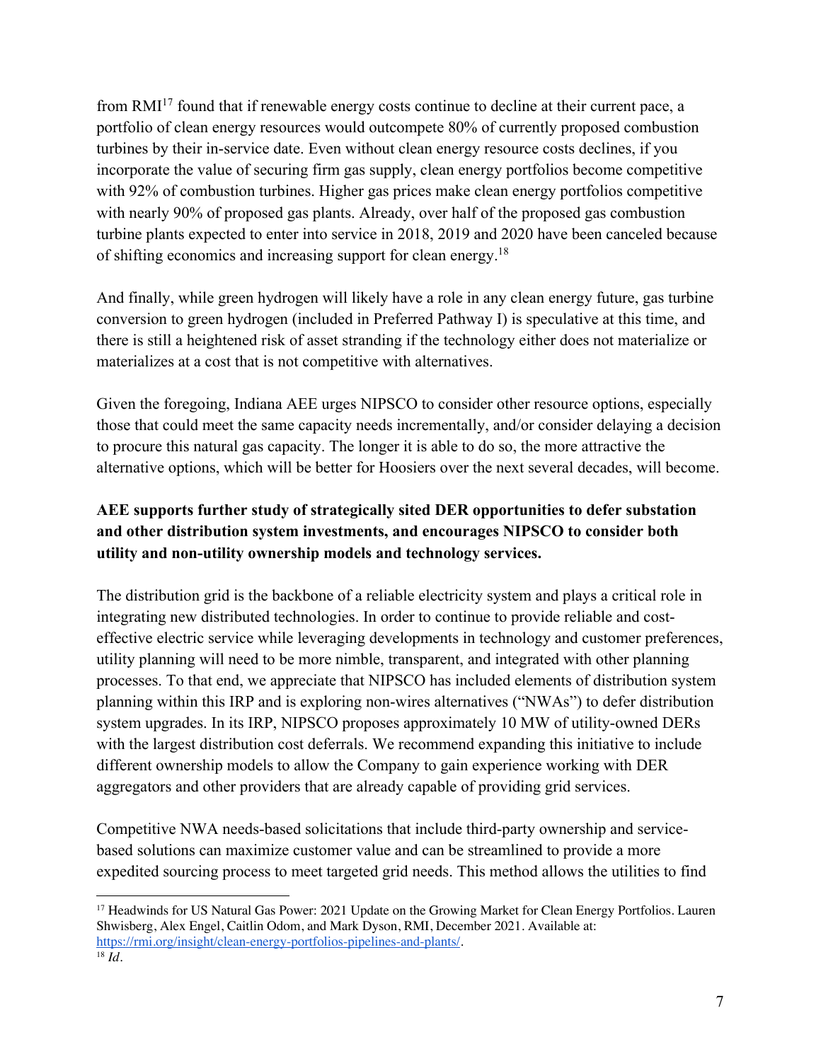from RMI[17] found that if renewable energy costs continue to decline at their current pace, a portfolio of clean energy resources would outcompete 80% of currently proposed combustion turbines by their in-service date. Even without clean energy resource costs declines, if you incorporate the value of securing firm gas supply, clean energy portfolios become competitive with 92% of combustion turbines. Higher gas prices make clean energy portfolios competitive with nearly 90% of proposed gas plants. Already, over half of the proposed gas combustion turbine plants expected to enter into service in 2018, 2019 and 2020 have been canceled because of shifting economics and increasing support for clean energy.[18]

And finally, while green hydrogen will likely have a role in any clean energy future, gas turbine conversion to green hydrogen (included in Preferred Pathway I) is speculative at this time, and there is still a heightened risk of asset stranding if the technology either does not materialize or materializes at a cost that is not competitive with alternatives.

Given the foregoing, Indiana AEE urges NIPSCO to consider other resource options, especially those that could meet the same capacity needs incrementally, and/or consider delaying a decision to procure this natural gas capacity. The longer it is able to do so, the more attractive the alternative options, which will be better for Hoosiers over the next several decades, will become.

**AEE supports further study of strategically sited DER opportunities to defer substation and other distribution system investments, and encourages NIPSCO to consider both utility and non-utility ownership models and technology services.**

The distribution grid is the backbone of a reliable electricity system and plays a critical role in integrating new distributed technologies. In order to continue to provide reliable and cost-effective electric service while leveraging developments in technology and customer preferences, utility planning will need to be more nimble, transparent, and integrated with other planning processes. To that end, we appreciate that NIPSCO has included elements of distribution system planning within this IRP and is exploring non-wires alternatives ("NWAs") to defer distribution system upgrades. In its IRP, NIPSCO proposes approximately 10 MW of utility-owned DERs with the largest distribution cost deferrals. We recommend expanding this initiative to include different ownership models to allow the Company to gain experience working with DER aggregators and other providers that are already capable of providing grid services.

Competitive NWA needs-based solicitations that include third-party ownership and service-based solutions can maximize customer value and can be streamlined to provide a more expedited sourcing process to meet targeted grid needs. This method allows the utilities to find

---

[17] Headwinds for US Natural Gas Power: 2021 Update on the Growing Market for Clean Energy Portfolios. Lauren Shwisberg, Alex Engel, Caitlin Odom, and Mark Dyson, RMI, December 2021. Available at: https://rmi.org/insight/clean-energy-portfolios-pipelines-and-plants/.

[18] *Id*.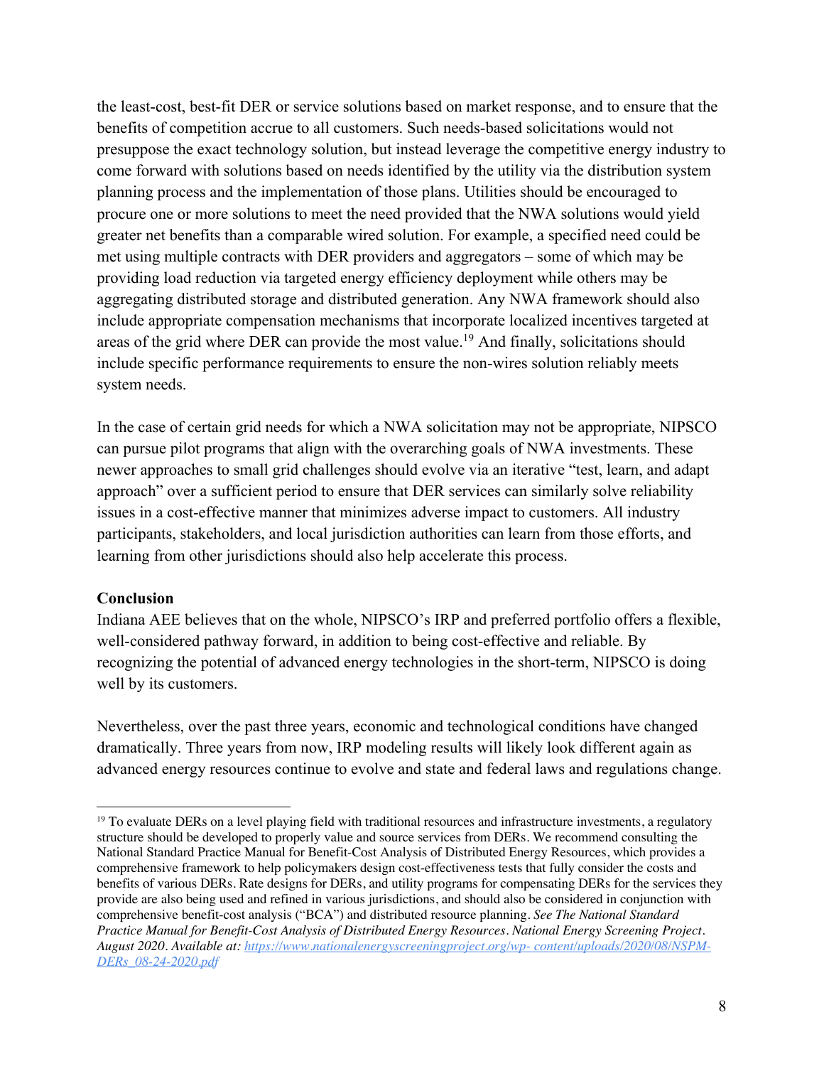the least-cost, best-fit DER or service solutions based on market response, and to ensure that the benefits of competition accrue to all customers. Such needs-based solicitations would not presuppose the exact technology solution, but instead leverage the competitive energy industry to come forward with solutions based on needs identified by the utility via the distribution system planning process and the implementation of those plans. Utilities should be encouraged to procure one or more solutions to meet the need provided that the NWA solutions would yield greater net benefits than a comparable wired solution. For example, a specified need could be met using multiple contracts with DER providers and aggregators – some of which may be providing load reduction via targeted energy efficiency deployment while others may be aggregating distributed storage and distributed generation. Any NWA framework should also include appropriate compensation mechanisms that incorporate localized incentives targeted at areas of the grid where DER can provide the most value.[19] And finally, solicitations should include specific performance requirements to ensure the non-wires solution reliably meets system needs.

In the case of certain grid needs for which a NWA solicitation may not be appropriate, NIPSCO can pursue pilot programs that align with the overarching goals of NWA investments. These newer approaches to small grid challenges should evolve via an iterative "test, learn, and adapt approach" over a sufficient period to ensure that DER services can similarly solve reliability issues in a cost-effective manner that minimizes adverse impact to customers. All industry participants, stakeholders, and local jurisdiction authorities can learn from those efforts, and learning from other jurisdictions should also help accelerate this process.

**Conclusion**

Indiana AEE believes that on the whole, NIPSCO's IRP and preferred portfolio offers a flexible, well-considered pathway forward, in addition to being cost-effective and reliable. By recognizing the potential of advanced energy technologies in the short-term, NIPSCO is doing well by its customers.

Nevertheless, over the past three years, economic and technological conditions have changed dramatically. Three years from now, IRP modeling results will likely look different again as advanced energy resources continue to evolve and state and federal laws and regulations change.

---

[19] To evaluate DERs on a level playing field with traditional resources and infrastructure investments, a regulatory structure should be developed to properly value and source services from DERs. We recommend consulting the National Standard Practice Manual for Benefit-Cost Analysis of Distributed Energy Resources, which provides a comprehensive framework to help policymakers design cost-effectiveness tests that fully consider the costs and benefits of various DERs. Rate designs for DERs, and utility programs for compensating DERs for the services they provide are also being used and refined in various jurisdictions, and should also be considered in conjunction with comprehensive benefit-cost analysis ("BCA") and distributed resource planning. *See The National Standard Practice Manual for Benefit-Cost Analysis of Distributed Energy Resources. National Energy Screening Project. August 2020. Available at: [https://www.nationalenergyscreeningproject.org/wp- content/uploads/2020/08/NSPM-DERs_08-24-2020.pdf](https://www.nationalenergyscreeningproject.org/wp-content/uploads/2020/08/NSPM-DERs_08-24-2020.pdf)*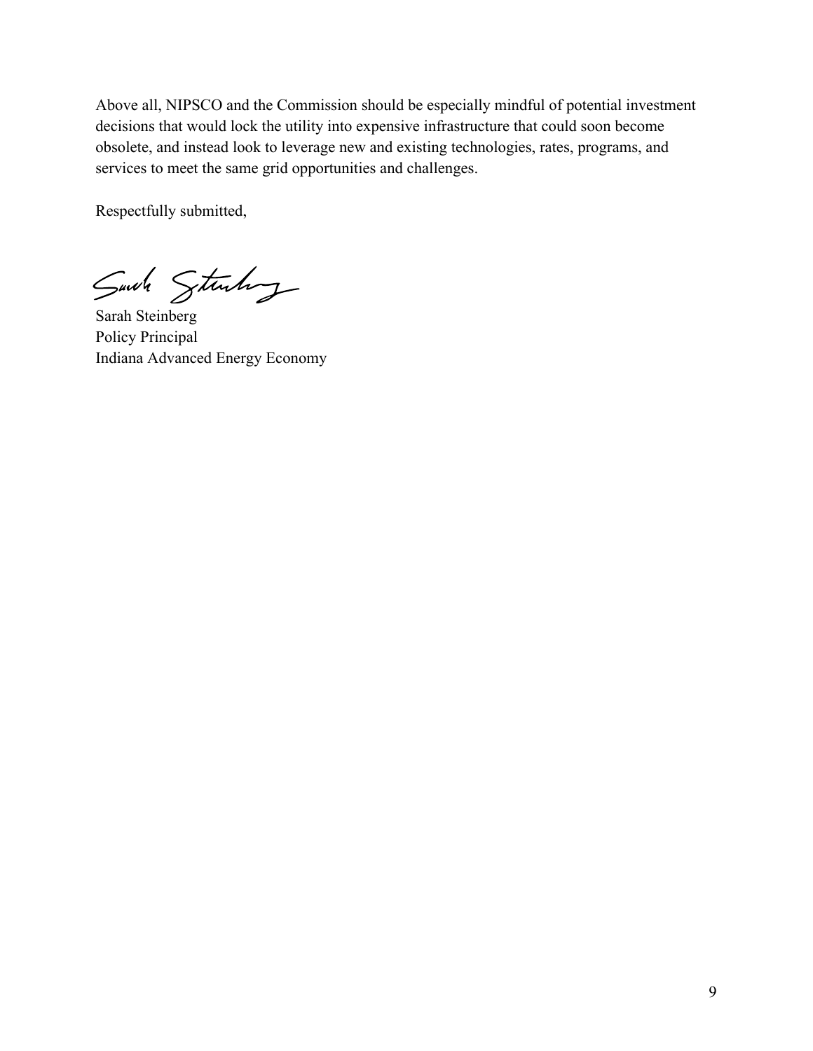Above all, NIPSCO and the Commission should be especially mindful of potential investment decisions that would lock the utility into expensive infrastructure that could soon become obsolete, and instead look to leverage new and existing technologies, rates, programs, and services to meet the same grid opportunities and challenges.

Respectfully submitted,

Sarah Steinberg
Policy Principal
Indiana Advanced Energy Economy